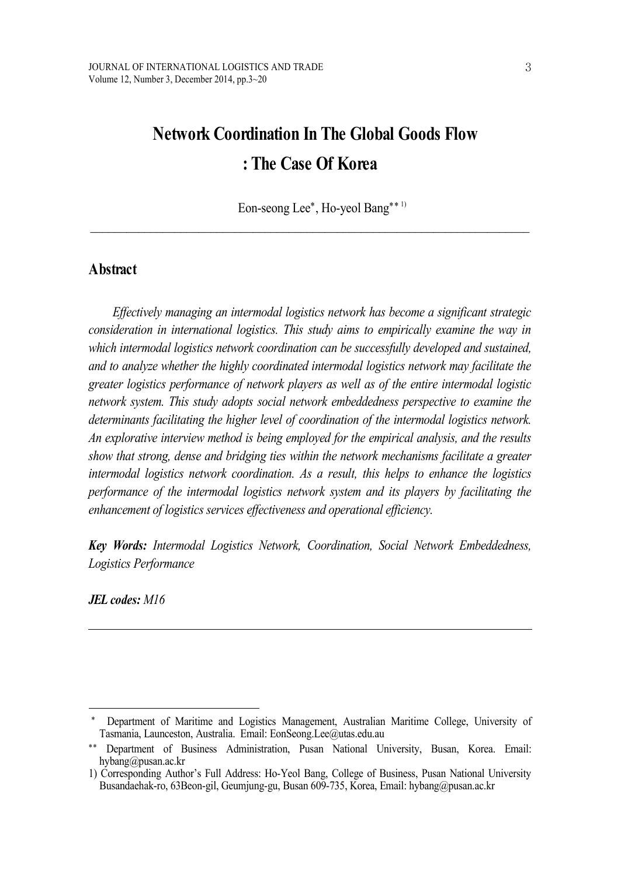# Network Coordination In The Global Goods Flow : The Case Of Korea

Eon-seong Lee[*], Ho-yeol Bang[**1)]

---

## Abstract

*Effectively managing an intermodal logistics network has become a significant strategic consideration in international logistics. This study aims to empirically examine the way in which intermodal logistics network coordination can be successfully developed and sustained, and to analyze whether the highly coordinated intermodal logistics network may facilitate the greater logistics performance of network players as well as of the entire intermodal logistic network system. This study adopts social network embeddedness perspective to examine the determinants facilitating the higher level of coordination of the intermodal logistics network. An explorative interview method is being employed for the empirical analysis, and the results show that strong, dense and bridging ties within the network mechanisms facilitate a greater intermodal logistics network coordination. As a result, this helps to enhance the logistics performance of the intermodal logistics network system and its players by facilitating the enhancement of logistics services effectiveness and operational efficiency.*

***Key Words:*** *Intermodal Logistics Network, Coordination, Social Network Embeddedness, Logistics Performance*

***JEL codes:*** *M16*

---

[*] Department of Maritime and Logistics Management, Australian Maritime College, University of Tasmania, Launceston, Australia. Email: EonSeong.Lee@utas.edu.au

[**] Department of Business Administration, Pusan National University, Busan, Korea. Email: hybang@pusan.ac.kr

1) Corresponding Author's Full Address: Ho-Yeol Bang, College of Business, Pusan National University Busandaehak-ro, 63Beon-gil, Geumjung-gu, Busan 609-735, Korea, Email: hybang@pusan.ac.kr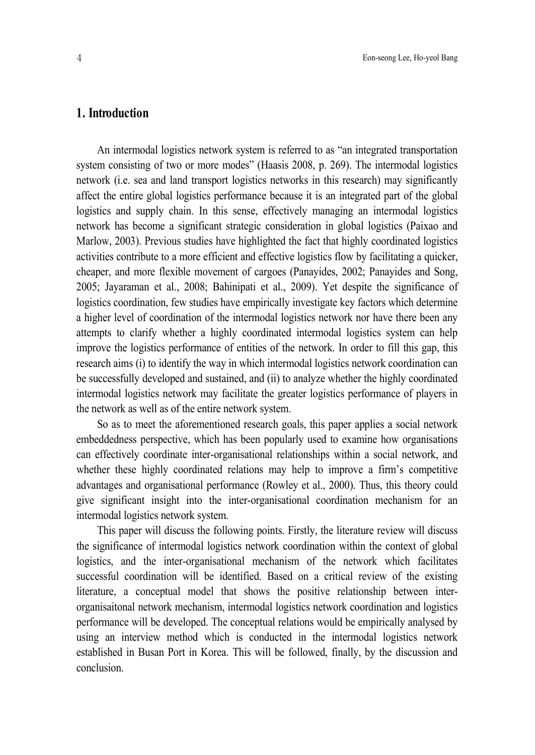## 1. Introduction

An intermodal logistics network system is referred to as "an integrated transportation system consisting of two or more modes" (Haasis 2008, p. 269). The intermodal logistics network (i.e. sea and land transport logistics networks in this research) may significantly affect the entire global logistics performance because it is an integrated part of the global logistics and supply chain. In this sense, effectively managing an intermodal logistics network has become a significant strategic consideration in global logistics (Paixao and Marlow, 2003). Previous studies have highlighted the fact that highly coordinated logistics activities contribute to a more efficient and effective logistics flow by facilitating a quicker, cheaper, and more flexible movement of cargoes (Panayides, 2002; Panayides and Song, 2005; Jayaraman et al., 2008; Bahinipati et al., 2009). Yet despite the significance of logistics coordination, few studies have empirically investigate key factors which determine a higher level of coordination of the intermodal logistics network nor have there been any attempts to clarify whether a highly coordinated intermodal logistics system can help improve the logistics performance of entities of the network. In order to fill this gap, this research aims (i) to identify the way in which intermodal logistics network coordination can be successfully developed and sustained, and (ii) to analyze whether the highly coordinated intermodal logistics network may facilitate the greater logistics performance of players in the network as well as of the entire network system.

So as to meet the aforementioned research goals, this paper applies a social network embeddedness perspective, which has been popularly used to examine how organisations can effectively coordinate inter-organisational relationships within a social network, and whether these highly coordinated relations may help to improve a firm's competitive advantages and organisational performance (Rowley et al., 2000). Thus, this theory could give significant insight into the inter-organisational coordination mechanism for an intermodal logistics network system.

This paper will discuss the following points. Firstly, the literature review will discuss the significance of intermodal logistics network coordination within the context of global logistics, and the inter-organisational mechanism of the network which facilitates successful coordination will be identified. Based on a critical review of the existing literature, a conceptual model that shows the positive relationship between inter-organisaitonal network mechanism, intermodal logistics network coordination and logistics performance will be developed. The conceptual relations would be empirically analysed by using an interview method which is conducted in the intermodal logistics network established in Busan Port in Korea. This will be followed, finally, by the discussion and conclusion.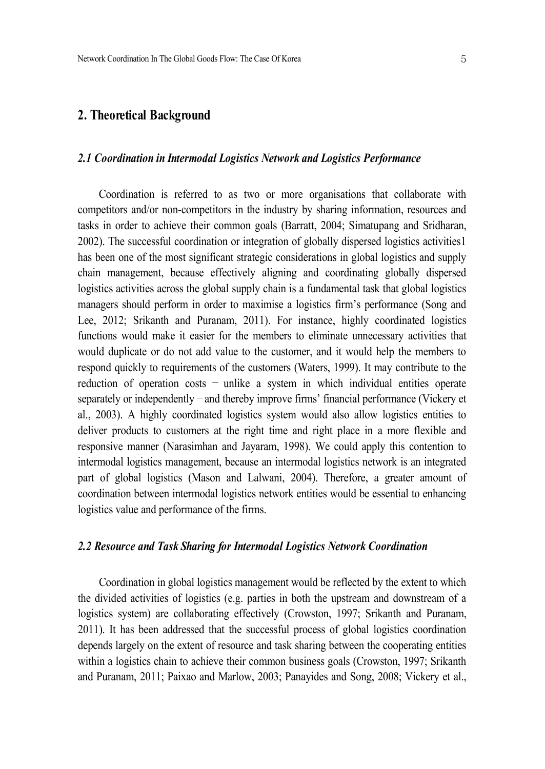## 2. Theoretical Background

### *2.1 Coordination in Intermodal Logistics Network and Logistics Performance*

Coordination is referred to as two or more organisations that collaborate with competitors and/or non-competitors in the industry by sharing information, resources and tasks in order to achieve their common goals (Barratt, 2004; Simatupang and Sridharan, 2002). The successful coordination or integration of globally dispersed logistics activities[1] has been one of the most significant strategic considerations in global logistics and supply chain management, because effectively aligning and coordinating globally dispersed logistics activities across the global supply chain is a fundamental task that global logistics managers should perform in order to maximise a logistics firm's performance (Song and Lee, 2012; Srikanth and Puranam, 2011). For instance, highly coordinated logistics functions would make it easier for the members to eliminate unnecessary activities that would duplicate or do not add value to the customer, and it would help the members to respond quickly to requirements of the customers (Waters, 1999). It may contribute to the reduction of operation costs − unlike a system in which individual entities operate separately or independently − and thereby improve firms' financial performance (Vickery et al., 2003). A highly coordinated logistics system would also allow logistics entities to deliver products to customers at the right time and right place in a more flexible and responsive manner (Narasimhan and Jayaram, 1998). We could apply this contention to intermodal logistics management, because an intermodal logistics network is an integrated part of global logistics (Mason and Lalwani, 2004). Therefore, a greater amount of coordination between intermodal logistics network entities would be essential to enhancing logistics value and performance of the firms.

### *2.2 Resource and Task Sharing for Intermodal Logistics Network Coordination*

Coordination in global logistics management would be reflected by the extent to which the divided activities of logistics (e.g. parties in both the upstream and downstream of a logistics system) are collaborating effectively (Crowston, 1997; Srikanth and Puranam, 2011). It has been addressed that the successful process of global logistics coordination depends largely on the extent of resource and task sharing between the cooperating entities within a logistics chain to achieve their common business goals (Crowston, 1997; Srikanth and Puranam, 2011; Paixao and Marlow, 2003; Panayides and Song, 2008; Vickery et al.,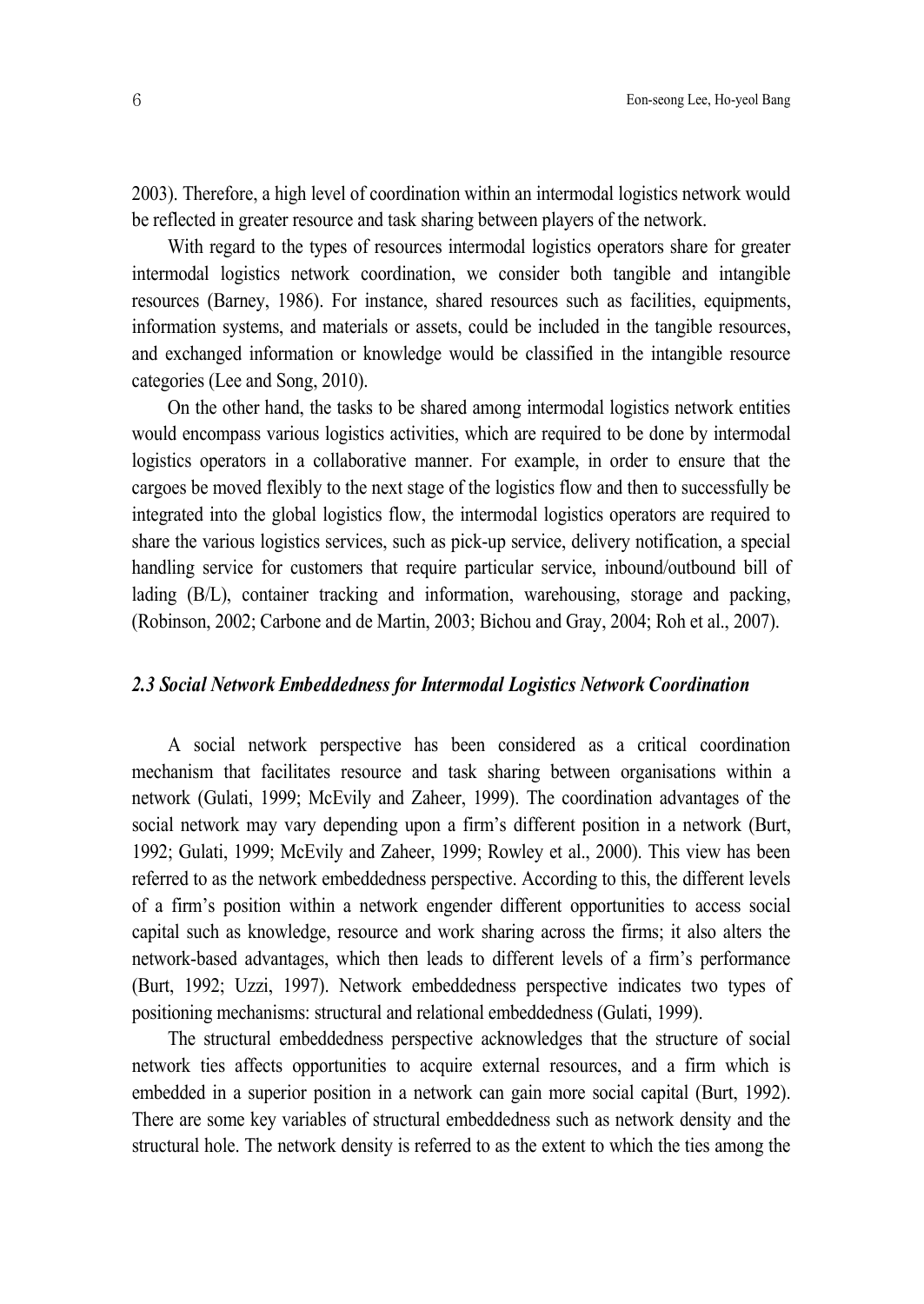2003). Therefore, a high level of coordination within an intermodal logistics network would be reflected in greater resource and task sharing between players of the network.

With regard to the types of resources intermodal logistics operators share for greater intermodal logistics network coordination, we consider both tangible and intangible resources (Barney, 1986). For instance, shared resources such as facilities, equipments, information systems, and materials or assets, could be included in the tangible resources, and exchanged information or knowledge would be classified in the intangible resource categories (Lee and Song, 2010).

On the other hand, the tasks to be shared among intermodal logistics network entities would encompass various logistics activities, which are required to be done by intermodal logistics operators in a collaborative manner. For example, in order to ensure that the cargoes be moved flexibly to the next stage of the logistics flow and then to successfully be integrated into the global logistics flow, the intermodal logistics operators are required to share the various logistics services, such as pick-up service, delivery notification, a special handling service for customers that require particular service, inbound/outbound bill of lading (B/L), container tracking and information, warehousing, storage and packing, (Robinson, 2002; Carbone and de Martin, 2003; Bichou and Gray, 2004; Roh et al., 2007).

### *2.3 Social Network Embeddedness for Intermodal Logistics Network Coordination*

A social network perspective has been considered as a critical coordination mechanism that facilitates resource and task sharing between organisations within a network (Gulati, 1999; McEvily and Zaheer, 1999). The coordination advantages of the social network may vary depending upon a firm's different position in a network (Burt, 1992; Gulati, 1999; McEvily and Zaheer, 1999; Rowley et al., 2000). This view has been referred to as the network embeddedness perspective. According to this, the different levels of a firm's position within a network engender different opportunities to access social capital such as knowledge, resource and work sharing across the firms; it also alters the network-based advantages, which then leads to different levels of a firm's performance (Burt, 1992; Uzzi, 1997). Network embeddedness perspective indicates two types of positioning mechanisms: structural and relational embeddedness (Gulati, 1999).

The structural embeddedness perspective acknowledges that the structure of social network ties affects opportunities to acquire external resources, and a firm which is embedded in a superior position in a network can gain more social capital (Burt, 1992). There are some key variables of structural embeddedness such as network density and the structural hole. The network density is referred to as the extent to which the ties among the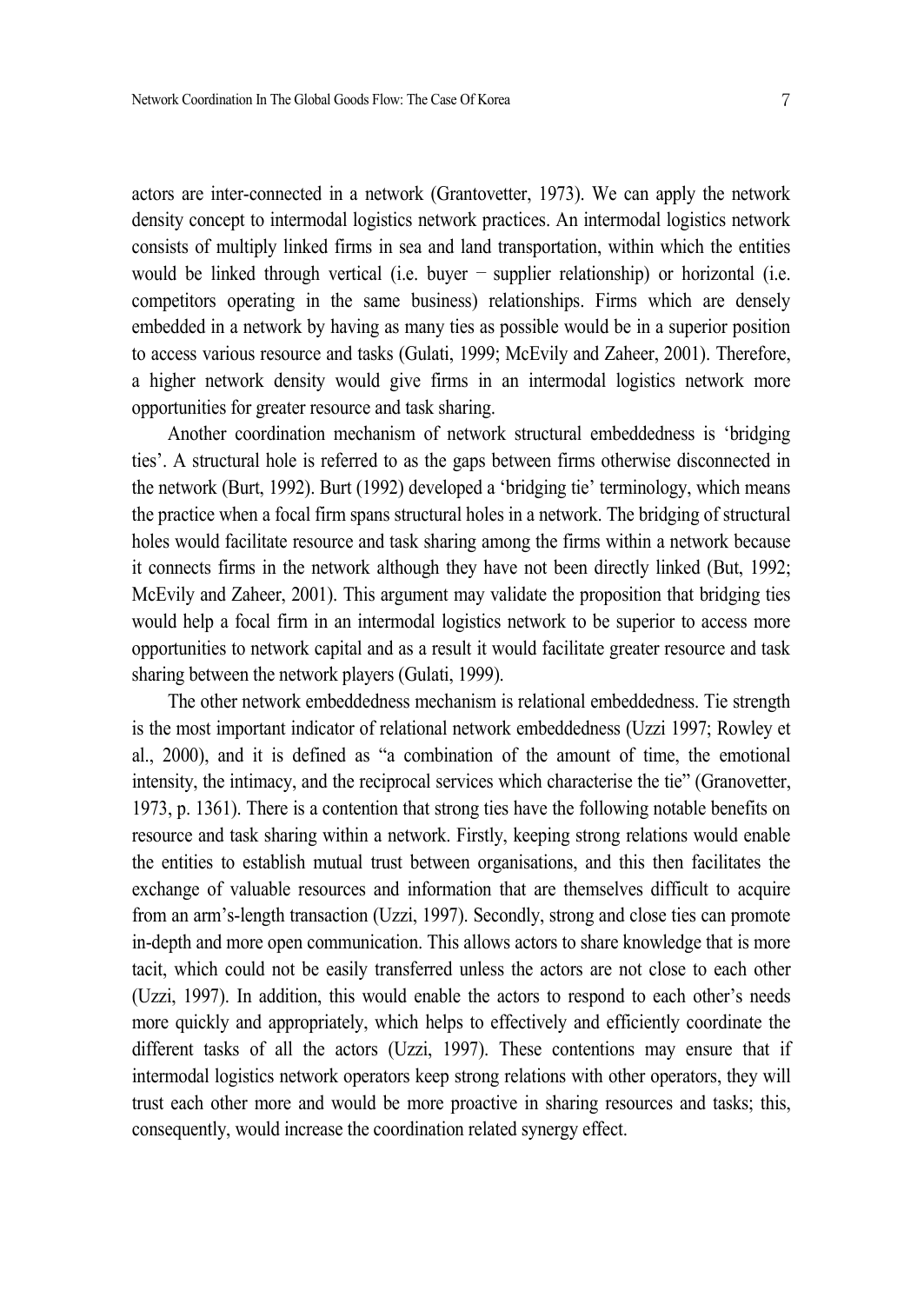actors are inter-connected in a network (Grantovetter, 1973). We can apply the network density concept to intermodal logistics network practices. An intermodal logistics network consists of multiply linked firms in sea and land transportation, within which the entities would be linked through vertical (i.e. buyer − supplier relationship) or horizontal (i.e. competitors operating in the same business) relationships. Firms which are densely embedded in a network by having as many ties as possible would be in a superior position to access various resource and tasks (Gulati, 1999; McEvily and Zaheer, 2001). Therefore, a higher network density would give firms in an intermodal logistics network more opportunities for greater resource and task sharing.

Another coordination mechanism of network structural embeddedness is 'bridging ties'. A structural hole is referred to as the gaps between firms otherwise disconnected in the network (Burt, 1992). Burt (1992) developed a 'bridging tie' terminology, which means the practice when a focal firm spans structural holes in a network. The bridging of structural holes would facilitate resource and task sharing among the firms within a network because it connects firms in the network although they have not been directly linked (But, 1992; McEvily and Zaheer, 2001). This argument may validate the proposition that bridging ties would help a focal firm in an intermodal logistics network to be superior to access more opportunities to network capital and as a result it would facilitate greater resource and task sharing between the network players (Gulati, 1999).

The other network embeddedness mechanism is relational embeddedness. Tie strength is the most important indicator of relational network embeddedness (Uzzi 1997; Rowley et al., 2000), and it is defined as "a combination of the amount of time, the emotional intensity, the intimacy, and the reciprocal services which characterise the tie" (Granovetter, 1973, p. 1361). There is a contention that strong ties have the following notable benefits on resource and task sharing within a network. Firstly, keeping strong relations would enable the entities to establish mutual trust between organisations, and this then facilitates the exchange of valuable resources and information that are themselves difficult to acquire from an arm's-length transaction (Uzzi, 1997). Secondly, strong and close ties can promote in-depth and more open communication. This allows actors to share knowledge that is more tacit, which could not be easily transferred unless the actors are not close to each other (Uzzi, 1997). In addition, this would enable the actors to respond to each other's needs more quickly and appropriately, which helps to effectively and efficiently coordinate the different tasks of all the actors (Uzzi, 1997). These contentions may ensure that if intermodal logistics network operators keep strong relations with other operators, they will trust each other more and would be more proactive in sharing resources and tasks; this, consequently, would increase the coordination related synergy effect.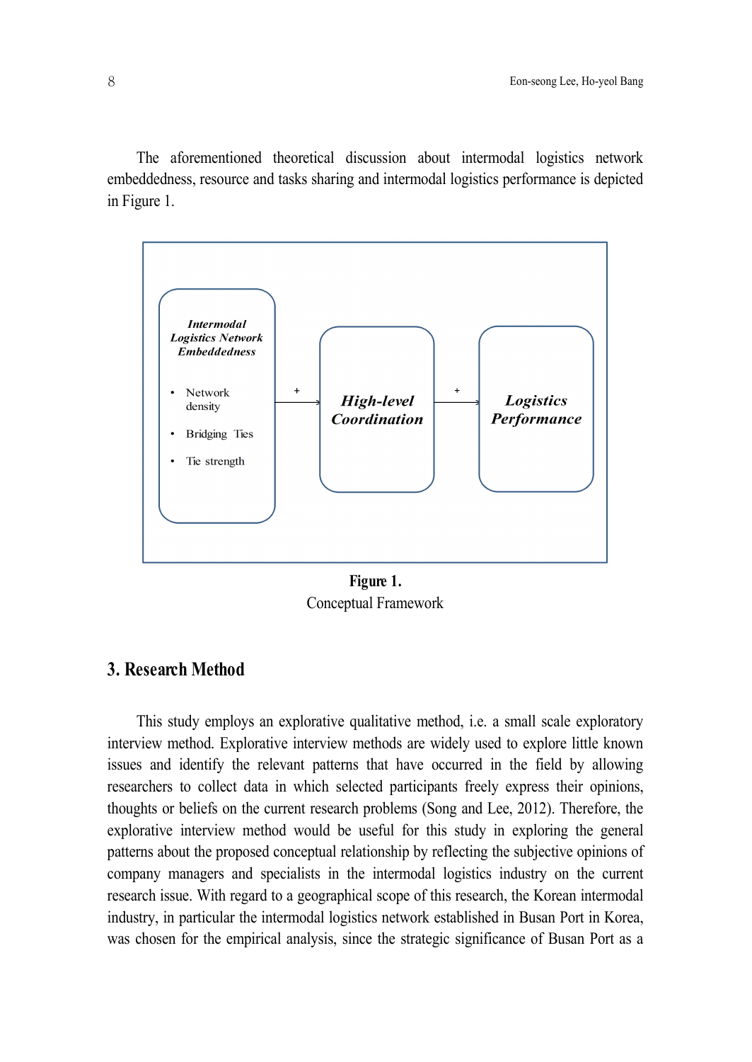The aforementioned theoretical discussion about intermodal logistics network embeddedness, resource and tasks sharing and intermodal logistics performance is depicted in Figure 1.

**Figure 1.**
Conceptual Framework

## 3. Research Method

This study employs an explorative qualitative method, i.e. a small scale exploratory interview method. Explorative interview methods are widely used to explore little known issues and identify the relevant patterns that have occurred in the field by allowing researchers to collect data in which selected participants freely express their opinions, thoughts or beliefs on the current research problems (Song and Lee, 2012). Therefore, the explorative interview method would be useful for this study in exploring the general patterns about the proposed conceptual relationship by reflecting the subjective opinions of company managers and specialists in the intermodal logistics industry on the current research issue. With regard to a geographical scope of this research, the Korean intermodal industry, in particular the intermodal logistics network established in Busan Port in Korea, was chosen for the empirical analysis, since the strategic significance of Busan Port as a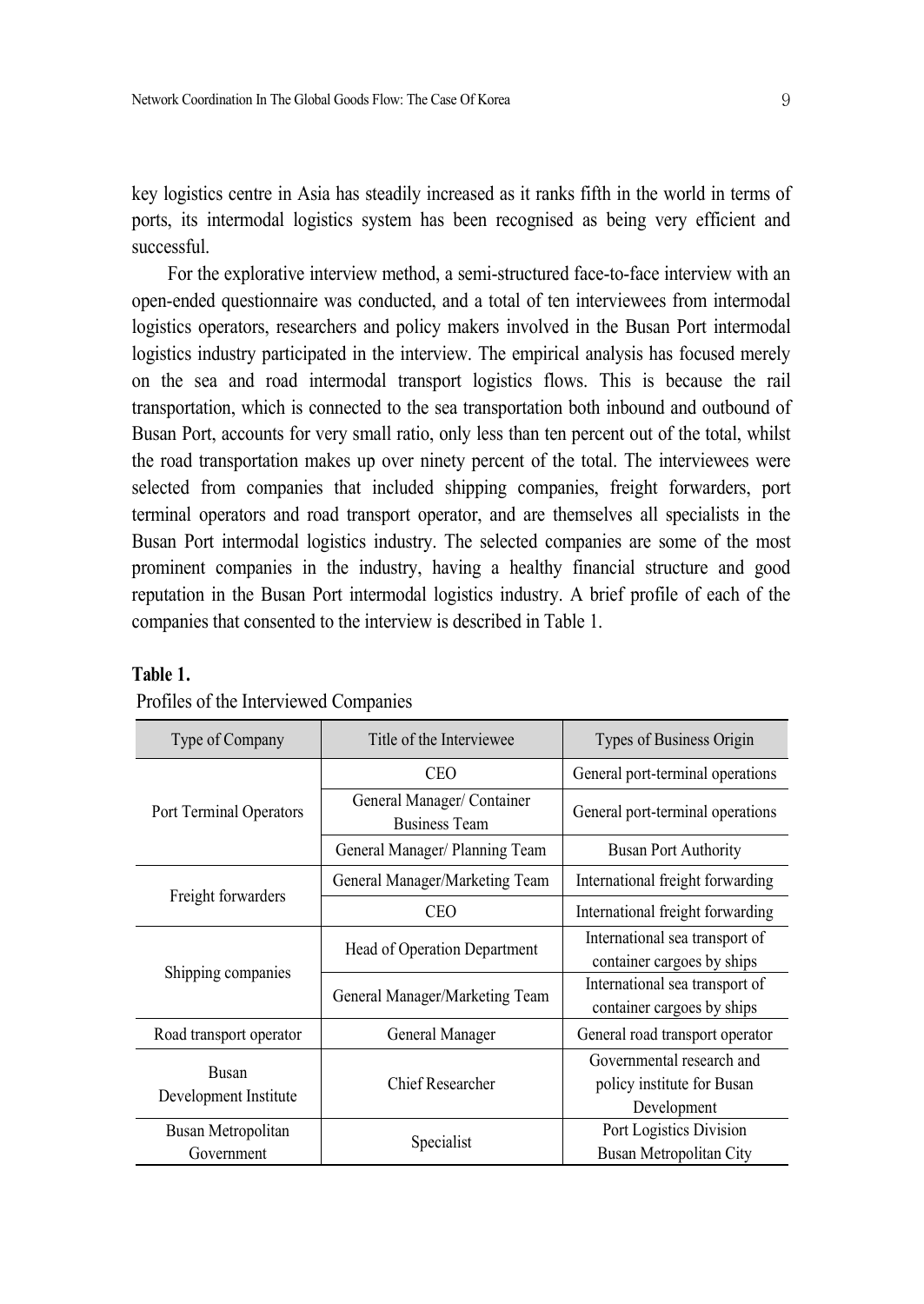key logistics centre in Asia has steadily increased as it ranks fifth in the world in terms of ports, its intermodal logistics system has been recognised as being very efficient and successful.

For the explorative interview method, a semi-structured face-to-face interview with an open-ended questionnaire was conducted, and a total of ten interviewees from intermodal logistics operators, researchers and policy makers involved in the Busan Port intermodal logistics industry participated in the interview. The empirical analysis has focused merely on the sea and road intermodal transport logistics flows. This is because the rail transportation, which is connected to the sea transportation both inbound and outbound of Busan Port, accounts for very small ratio, only less than ten percent out of the total, whilst the road transportation makes up over ninety percent of the total. The interviewees were selected from companies that included shipping companies, freight forwarders, port terminal operators and road transport operator, and are themselves all specialists in the Busan Port intermodal logistics industry. The selected companies are some of the most prominent companies in the industry, having a healthy financial structure and good reputation in the Busan Port intermodal logistics industry. A brief profile of each of the companies that consented to the interview is described in Table 1.

**Table 1.**

Profiles of the Interviewed Companies

| Type of Company | Title of the Interviewee | Types of Business Origin |
|---|---|---|
| Port Terminal Operators | CEO | General port-terminal operations |
| | General Manager/ Container Business Team | General port-terminal operations |
| | General Manager/ Planning Team | Busan Port Authority |
| Freight forwarders | General Manager/Marketing Team | International freight forwarding |
| | CEO | International freight forwarding |
| Shipping companies | Head of Operation Department | International sea transport of container cargoes by ships |
| | General Manager/Marketing Team | International sea transport of container cargoes by ships |
| Road transport operator | General Manager | General road transport operator |
| Busan Development Institute | Chief Researcher | Governmental research and policy institute for Busan Development |
| Busan Metropolitan Government | Specialist | Port Logistics Division Busan Metropolitan City |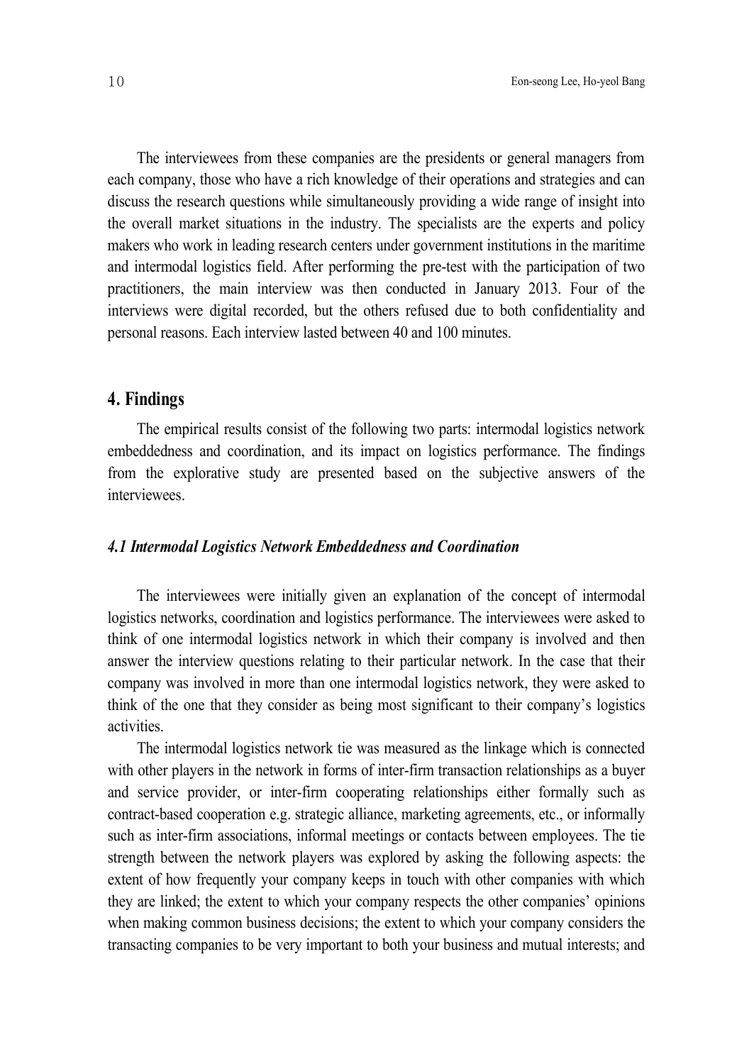The interviewees from these companies are the presidents or general managers from each company, those who have a rich knowledge of their operations and strategies and can discuss the research questions while simultaneously providing a wide range of insight into the overall market situations in the industry. The specialists are the experts and policy makers who work in leading research centers under government institutions in the maritime and intermodal logistics field. After performing the pre-test with the participation of two practitioners, the main interview was then conducted in January 2013. Four of the interviews were digital recorded, but the others refused due to both confidentiality and personal reasons. Each interview lasted between 40 and 100 minutes.

## 4. Findings

The empirical results consist of the following two parts: intermodal logistics network embeddedness and coordination, and its impact on logistics performance. The findings from the explorative study are presented based on the subjective answers of the interviewees.

### *4.1 Intermodal Logistics Network Embeddedness and Coordination*

The interviewees were initially given an explanation of the concept of intermodal logistics networks, coordination and logistics performance. The interviewees were asked to think of one intermodal logistics network in which their company is involved and then answer the interview questions relating to their particular network. In the case that their company was involved in more than one intermodal logistics network, they were asked to think of the one that they consider as being most significant to their company's logistics activities.

The intermodal logistics network tie was measured as the linkage which is connected with other players in the network in forms of inter-firm transaction relationships as a buyer and service provider, or inter-firm cooperating relationships either formally such as contract-based cooperation e.g. strategic alliance, marketing agreements, etc., or informally such as inter-firm associations, informal meetings or contacts between employees. The tie strength between the network players was explored by asking the following aspects: the extent of how frequently your company keeps in touch with other companies with which they are linked; the extent to which your company respects the other companies' opinions when making common business decisions; the extent to which your company considers the transacting companies to be very important to both your business and mutual interests; and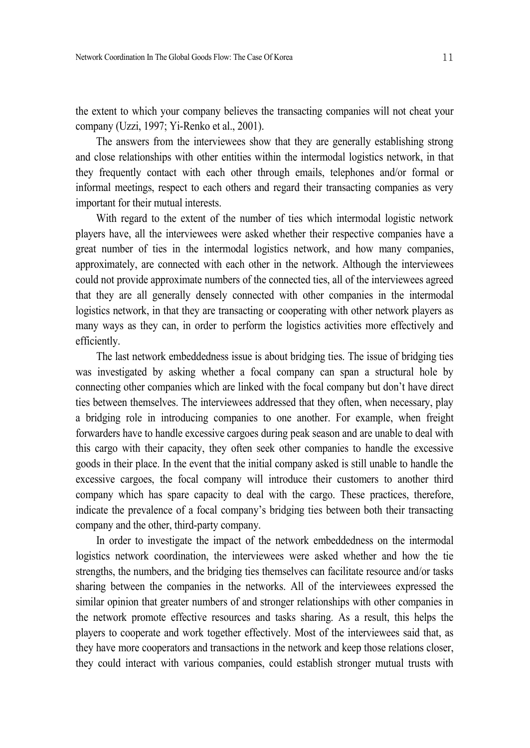the extent to which your company believes the transacting companies will not cheat your company (Uzzi, 1997; Yi-Renko et al., 2001).

The answers from the interviewees show that they are generally establishing strong and close relationships with other entities within the intermodal logistics network, in that they frequently contact with each other through emails, telephones and/or formal or informal meetings, respect to each others and regard their transacting companies as very important for their mutual interests.

With regard to the extent of the number of ties which intermodal logistic network players have, all the interviewees were asked whether their respective companies have a great number of ties in the intermodal logistics network, and how many companies, approximately, are connected with each other in the network. Although the interviewees could not provide approximate numbers of the connected ties, all of the interviewees agreed that they are all generally densely connected with other companies in the intermodal logistics network, in that they are transacting or cooperating with other network players as many ways as they can, in order to perform the logistics activities more effectively and efficiently.

The last network embeddedness issue is about bridging ties. The issue of bridging ties was investigated by asking whether a focal company can span a structural hole by connecting other companies which are linked with the focal company but don't have direct ties between themselves. The interviewees addressed that they often, when necessary, play a bridging role in introducing companies to one another. For example, when freight forwarders have to handle excessive cargoes during peak season and are unable to deal with this cargo with their capacity, they often seek other companies to handle the excessive goods in their place. In the event that the initial company asked is still unable to handle the excessive cargoes, the focal company will introduce their customers to another third company which has spare capacity to deal with the cargo. These practices, therefore, indicate the prevalence of a focal company's bridging ties between both their transacting company and the other, third-party company.

In order to investigate the impact of the network embeddedness on the intermodal logistics network coordination, the interviewees were asked whether and how the tie strengths, the numbers, and the bridging ties themselves can facilitate resource and/or tasks sharing between the companies in the networks. All of the interviewees expressed the similar opinion that greater numbers of and stronger relationships with other companies in the network promote effective resources and tasks sharing. As a result, this helps the players to cooperate and work together effectively. Most of the interviewees said that, as they have more cooperators and transactions in the network and keep those relations closer, they could interact with various companies, could establish stronger mutual trusts with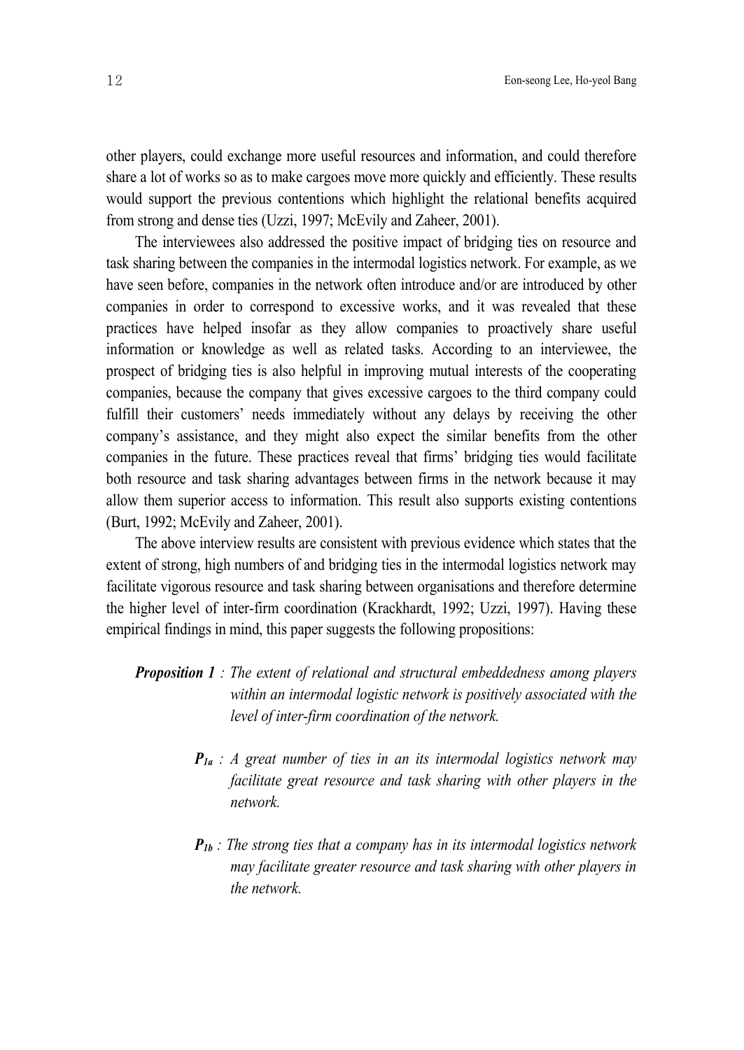other players, could exchange more useful resources and information, and could therefore share a lot of works so as to make cargoes move more quickly and efficiently. These results would support the previous contentions which highlight the relational benefits acquired from strong and dense ties (Uzzi, 1997; McEvily and Zaheer, 2001).

The interviewees also addressed the positive impact of bridging ties on resource and task sharing between the companies in the intermodal logistics network. For example, as we have seen before, companies in the network often introduce and/or are introduced by other companies in order to correspond to excessive works, and it was revealed that these practices have helped insofar as they allow companies to proactively share useful information or knowledge as well as related tasks. According to an interviewee, the prospect of bridging ties is also helpful in improving mutual interests of the cooperating companies, because the company that gives excessive cargoes to the third company could fulfill their customers' needs immediately without any delays by receiving the other company's assistance, and they might also expect the similar benefits from the other companies in the future. These practices reveal that firms' bridging ties would facilitate both resource and task sharing advantages between firms in the network because it may allow them superior access to information. This result also supports existing contentions (Burt, 1992; McEvily and Zaheer, 2001).

The above interview results are consistent with previous evidence which states that the extent of strong, high numbers of and bridging ties in the intermodal logistics network may facilitate vigorous resource and task sharing between organisations and therefore determine the higher level of inter-firm coordination (Krackhardt, 1992; Uzzi, 1997). Having these empirical findings in mind, this paper suggests the following propositions:

***Proposition 1*** *: The extent of relational and structural embeddedness among players within an intermodal logistic network is positively associated with the level of inter-firm coordination of the network.*

> $\boldsymbol{P_{1a}}$ *: A great number of ties in an its intermodal logistics network may facilitate great resource and task sharing with other players in the network.*
>
> $\boldsymbol{P_{1b}}$ *: The strong ties that a company has in its intermodal logistics network may facilitate greater resource and task sharing with other players in the network.*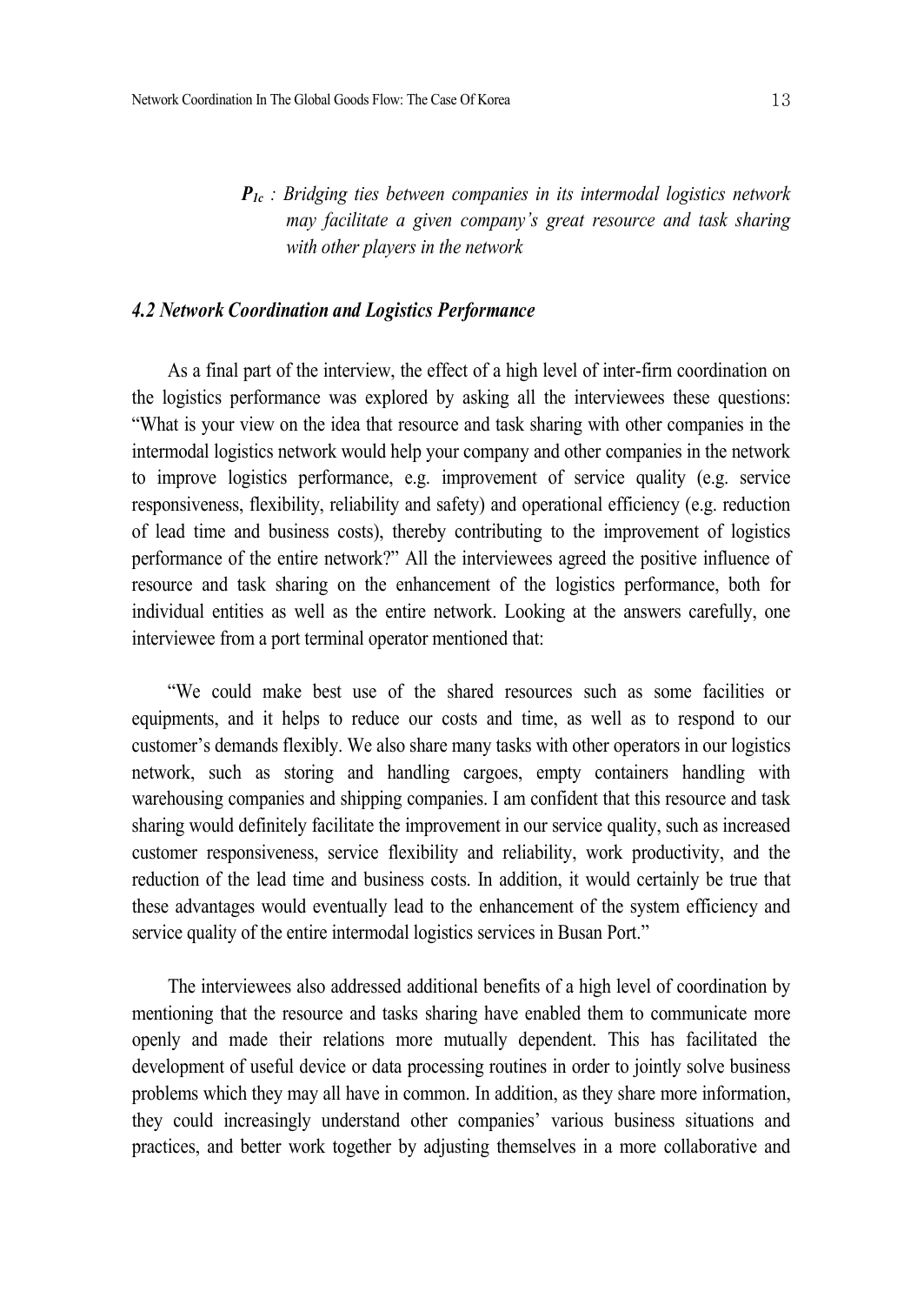***$P_{1c}$** : Bridging ties between companies in its intermodal logistics network may facilitate a given company's great resource and task sharing with other players in the network*

### *4.2 Network Coordination and Logistics Performance*

As a final part of the interview, the effect of a high level of inter-firm coordination on the logistics performance was explored by asking all the interviewees these questions: "What is your view on the idea that resource and task sharing with other companies in the intermodal logistics network would help your company and other companies in the network to improve logistics performance, e.g. improvement of service quality (e.g. service responsiveness, flexibility, reliability and safety) and operational efficiency (e.g. reduction of lead time and business costs), thereby contributing to the improvement of logistics performance of the entire network?" All the interviewees agreed the positive influence of resource and task sharing on the enhancement of the logistics performance, both for individual entities as well as the entire network. Looking at the answers carefully, one interviewee from a port terminal operator mentioned that:

"We could make best use of the shared resources such as some facilities or equipments, and it helps to reduce our costs and time, as well as to respond to our customer's demands flexibly. We also share many tasks with other operators in our logistics network, such as storing and handling cargoes, empty containers handling with warehousing companies and shipping companies. I am confident that this resource and task sharing would definitely facilitate the improvement in our service quality, such as increased customer responsiveness, service flexibility and reliability, work productivity, and the reduction of the lead time and business costs. In addition, it would certainly be true that these advantages would eventually lead to the enhancement of the system efficiency and service quality of the entire intermodal logistics services in Busan Port."

The interviewees also addressed additional benefits of a high level of coordination by mentioning that the resource and tasks sharing have enabled them to communicate more openly and made their relations more mutually dependent. This has facilitated the development of useful device or data processing routines in order to jointly solve business problems which they may all have in common. In addition, as they share more information, they could increasingly understand other companies' various business situations and practices, and better work together by adjusting themselves in a more collaborative and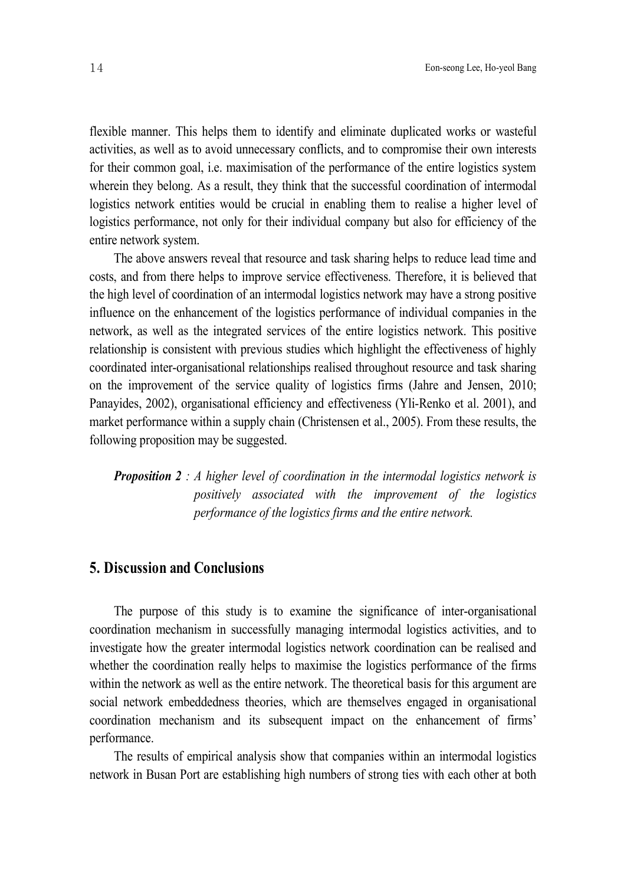flexible manner. This helps them to identify and eliminate duplicated works or wasteful activities, as well as to avoid unnecessary conflicts, and to compromise their own interests for their common goal, i.e. maximisation of the performance of the entire logistics system wherein they belong. As a result, they think that the successful coordination of intermodal logistics network entities would be crucial in enabling them to realise a higher level of logistics performance, not only for their individual company but also for efficiency of the entire network system.

The above answers reveal that resource and task sharing helps to reduce lead time and costs, and from there helps to improve service effectiveness. Therefore, it is believed that the high level of coordination of an intermodal logistics network may have a strong positive influence on the enhancement of the logistics performance of individual companies in the network, as well as the integrated services of the entire logistics network. This positive relationship is consistent with previous studies which highlight the effectiveness of highly coordinated inter-organisational relationships realised throughout resource and task sharing on the improvement of the service quality of logistics firms (Jahre and Jensen, 2010; Panayides, 2002), organisational efficiency and effectiveness (Yli-Renko et al. 2001), and market performance within a supply chain (Christensen et al., 2005). From these results, the following proposition may be suggested.

***Proposition 2*** *: A higher level of coordination in the intermodal logistics network is positively associated with the improvement of the logistics performance of the logistics firms and the entire network.*

## 5. Discussion and Conclusions

The purpose of this study is to examine the significance of inter-organisational coordination mechanism in successfully managing intermodal logistics activities, and to investigate how the greater intermodal logistics network coordination can be realised and whether the coordination really helps to maximise the logistics performance of the firms within the network as well as the entire network. The theoretical basis for this argument are social network embeddedness theories, which are themselves engaged in organisational coordination mechanism and its subsequent impact on the enhancement of firms' performance.

The results of empirical analysis show that companies within an intermodal logistics network in Busan Port are establishing high numbers of strong ties with each other at both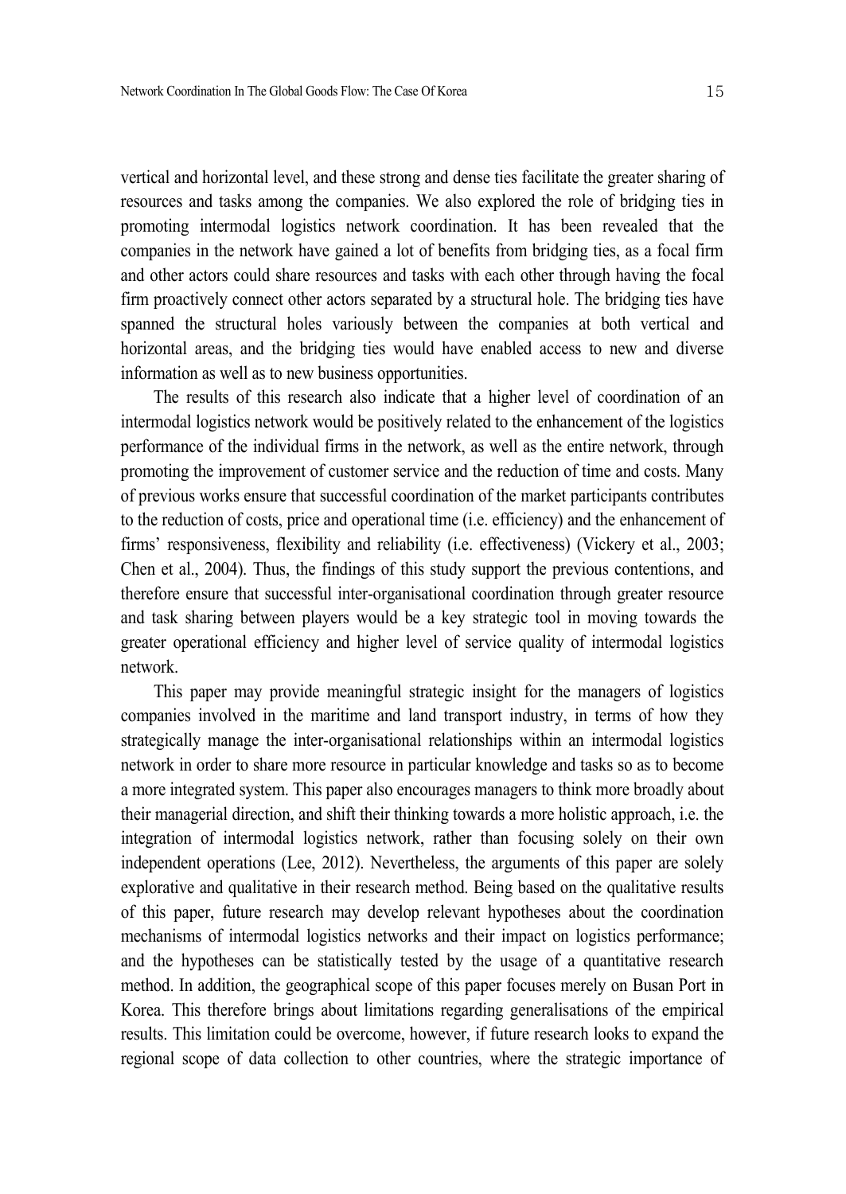vertical and horizontal level, and these strong and dense ties facilitate the greater sharing of resources and tasks among the companies. We also explored the role of bridging ties in promoting intermodal logistics network coordination. It has been revealed that the companies in the network have gained a lot of benefits from bridging ties, as a focal firm and other actors could share resources and tasks with each other through having the focal firm proactively connect other actors separated by a structural hole. The bridging ties have spanned the structural holes variously between the companies at both vertical and horizontal areas, and the bridging ties would have enabled access to new and diverse information as well as to new business opportunities.

The results of this research also indicate that a higher level of coordination of an intermodal logistics network would be positively related to the enhancement of the logistics performance of the individual firms in the network, as well as the entire network, through promoting the improvement of customer service and the reduction of time and costs. Many of previous works ensure that successful coordination of the market participants contributes to the reduction of costs, price and operational time (i.e. efficiency) and the enhancement of firms' responsiveness, flexibility and reliability (i.e. effectiveness) (Vickery et al., 2003; Chen et al., 2004). Thus, the findings of this study support the previous contentions, and therefore ensure that successful inter-organisational coordination through greater resource and task sharing between players would be a key strategic tool in moving towards the greater operational efficiency and higher level of service quality of intermodal logistics network.

This paper may provide meaningful strategic insight for the managers of logistics companies involved in the maritime and land transport industry, in terms of how they strategically manage the inter-organisational relationships within an intermodal logistics network in order to share more resource in particular knowledge and tasks so as to become a more integrated system. This paper also encourages managers to think more broadly about their managerial direction, and shift their thinking towards a more holistic approach, i.e. the integration of intermodal logistics network, rather than focusing solely on their own independent operations (Lee, 2012). Nevertheless, the arguments of this paper are solely explorative and qualitative in their research method. Being based on the qualitative results of this paper, future research may develop relevant hypotheses about the coordination mechanisms of intermodal logistics networks and their impact on logistics performance; and the hypotheses can be statistically tested by the usage of a quantitative research method. In addition, the geographical scope of this paper focuses merely on Busan Port in Korea. This therefore brings about limitations regarding generalisations of the empirical results. This limitation could be overcome, however, if future research looks to expand the regional scope of data collection to other countries, where the strategic importance of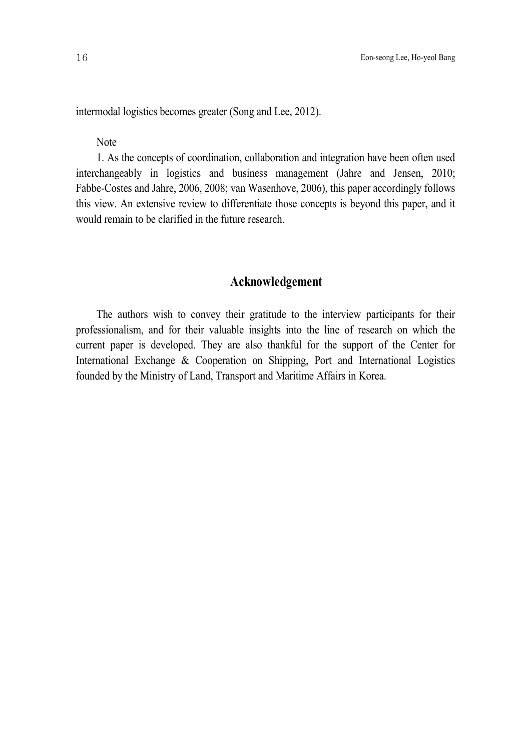intermodal logistics becomes greater (Song and Lee, 2012).

Note

1. As the concepts of coordination, collaboration and integration have been often used interchangeably in logistics and business management (Jahre and Jensen, 2010; Fabbe-Costes and Jahre, 2006, 2008; van Wasenhove, 2006), this paper accordingly follows this view. An extensive review to differentiate those concepts is beyond this paper, and it would remain to be clarified in the future research.

## Acknowledgement

The authors wish to convey their gratitude to the interview participants for their professionalism, and for their valuable insights into the line of research on which the current paper is developed. They are also thankful for the support of the Center for International Exchange & Cooperation on Shipping, Port and International Logistics founded by the Ministry of Land, Transport and Maritime Affairs in Korea.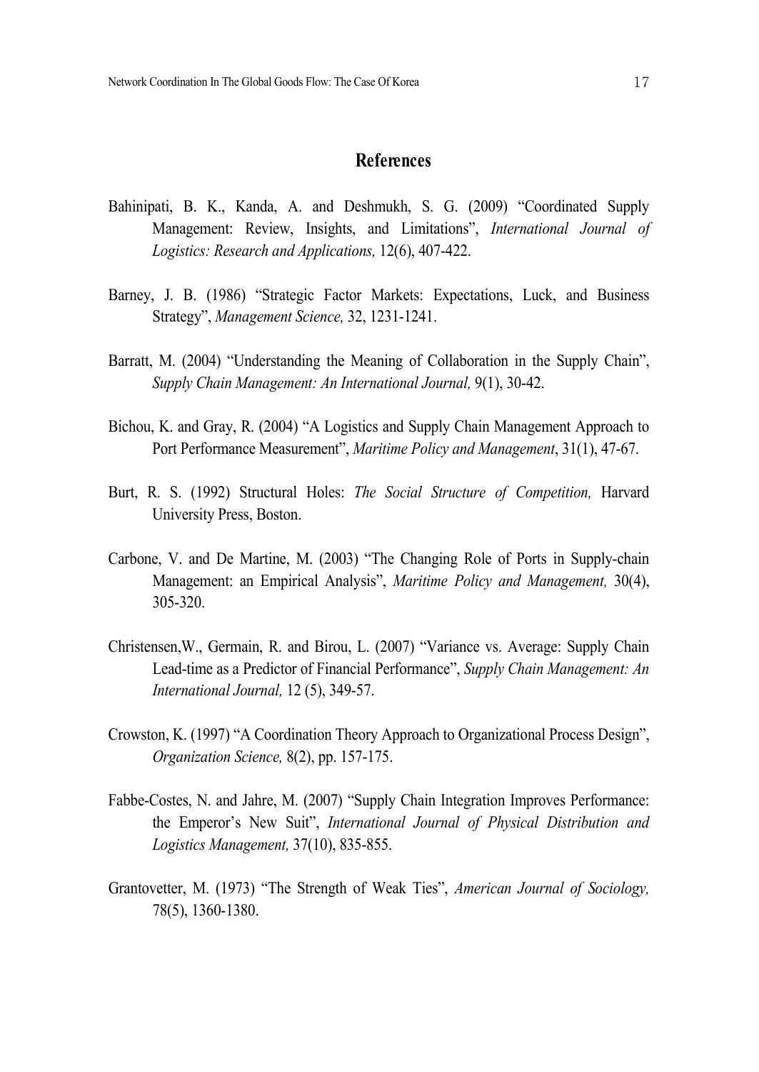## References

Bahinipati, B. K., Kanda, A. and Deshmukh, S. G. (2009) "Coordinated Supply Management: Review, Insights, and Limitations", *International Journal of Logistics: Research and Applications,* 12(6), 407-422.

Barney, J. B. (1986) "Strategic Factor Markets: Expectations, Luck, and Business Strategy", *Management Science,* 32, 1231-1241.

Barratt, M. (2004) "Understanding the Meaning of Collaboration in the Supply Chain", *Supply Chain Management: An International Journal,* 9(1), 30-42.

Bichou, K. and Gray, R. (2004) "A Logistics and Supply Chain Management Approach to Port Performance Measurement", *Maritime Policy and Management*, 31(1), 47-67.

Burt, R. S. (1992) Structural Holes: *The Social Structure of Competition,* Harvard University Press, Boston.

Carbone, V. and De Martine, M. (2003) "The Changing Role of Ports in Supply-chain Management: an Empirical Analysis", *Maritime Policy and Management,* 30(4), 305-320.

Christensen,W., Germain, R. and Birou, L. (2007) "Variance vs. Average: Supply Chain Lead-time as a Predictor of Financial Performance", *Supply Chain Management: An International Journal,* 12 (5), 349-57.

Crowston, K. (1997) "A Coordination Theory Approach to Organizational Process Design", *Organization Science,* 8(2), pp. 157-175.

Fabbe-Costes, N. and Jahre, M. (2007) "Supply Chain Integration Improves Performance: the Emperor's New Suit", *International Journal of Physical Distribution and Logistics Management,* 37(10), 835-855.

Grantovetter, M. (1973) "The Strength of Weak Ties", *American Journal of Sociology,* 78(5), 1360-1380.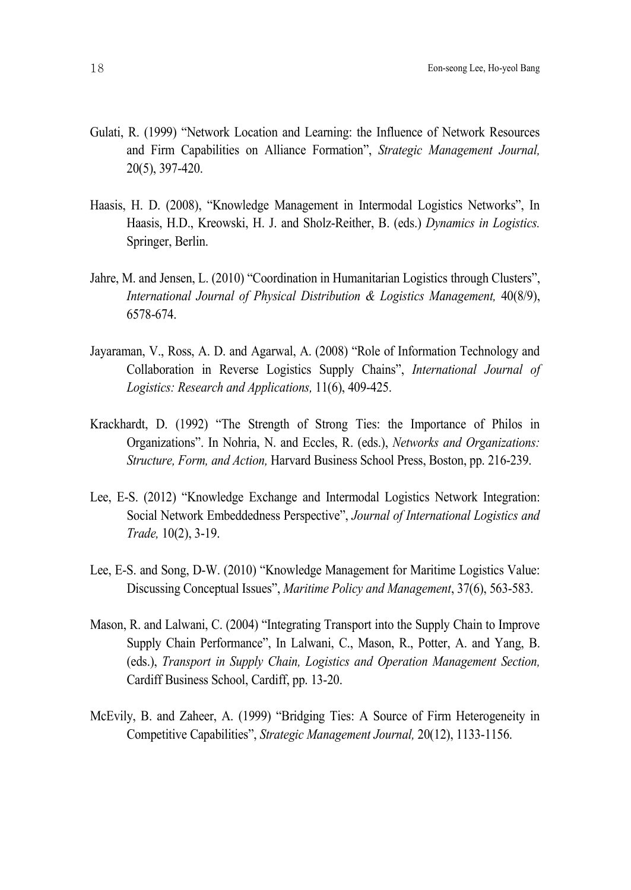Gulati, R. (1999) "Network Location and Learning: the Influence of Network Resources and Firm Capabilities on Alliance Formation", *Strategic Management Journal,* 20(5), 397-420.

Haasis, H. D. (2008), "Knowledge Management in Intermodal Logistics Networks", In Haasis, H.D., Kreowski, H. J. and Sholz-Reither, B. (eds.) *Dynamics in Logistics.* Springer, Berlin.

Jahre, M. and Jensen, L. (2010) "Coordination in Humanitarian Logistics through Clusters", *International Journal of Physical Distribution & Logistics Management,* 40(8/9), 6578-674.

Jayaraman, V., Ross, A. D. and Agarwal, A. (2008) "Role of Information Technology and Collaboration in Reverse Logistics Supply Chains", *International Journal of Logistics: Research and Applications,* 11(6), 409-425.

Krackhardt, D. (1992) "The Strength of Strong Ties: the Importance of Philos in Organizations". In Nohria, N. and Eccles, R. (eds.), *Networks and Organizations: Structure, Form, and Action,* Harvard Business School Press, Boston, pp. 216-239.

Lee, E-S. (2012) "Knowledge Exchange and Intermodal Logistics Network Integration: Social Network Embeddedness Perspective", *Journal of International Logistics and Trade,* 10(2), 3-19.

Lee, E-S. and Song, D-W. (2010) "Knowledge Management for Maritime Logistics Value: Discussing Conceptual Issues", *Maritime Policy and Management*, 37(6), 563-583.

Mason, R. and Lalwani, C. (2004) "Integrating Transport into the Supply Chain to Improve Supply Chain Performance", In Lalwani, C., Mason, R., Potter, A. and Yang, B. (eds.), *Transport in Supply Chain, Logistics and Operation Management Section,* Cardiff Business School, Cardiff, pp. 13-20.

McEvily, B. and Zaheer, A. (1999) "Bridging Ties: A Source of Firm Heterogeneity in Competitive Capabilities", *Strategic Management Journal,* 20(12), 1133-1156.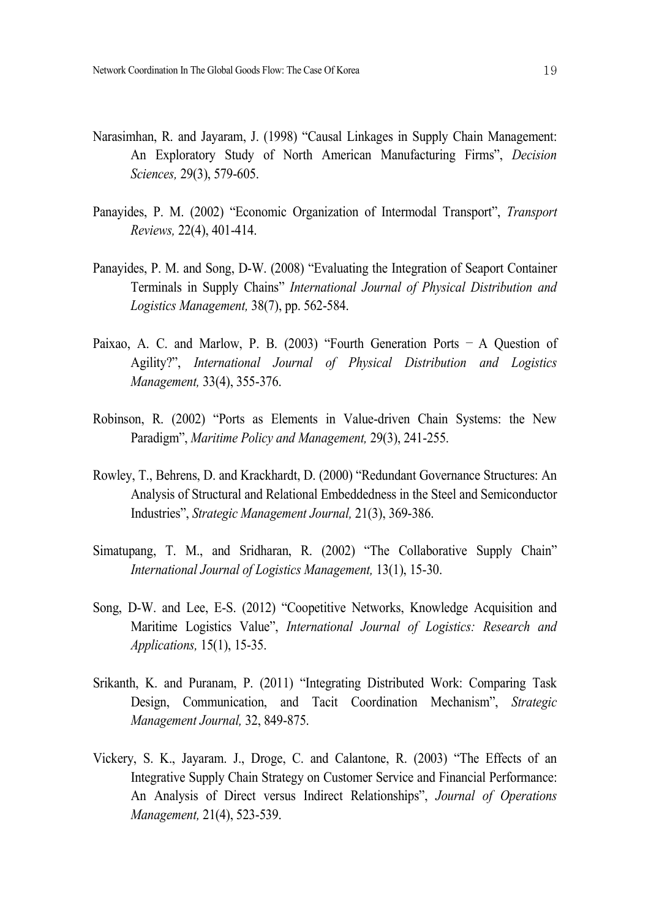Narasimhan, R. and Jayaram, J. (1998) "Causal Linkages in Supply Chain Management: An Exploratory Study of North American Manufacturing Firms", *Decision Sciences,* 29(3), 579-605.

Panayides, P. M. (2002) "Economic Organization of Intermodal Transport", *Transport Reviews,* 22(4), 401-414.

Panayides, P. M. and Song, D-W. (2008) "Evaluating the Integration of Seaport Container Terminals in Supply Chains" *International Journal of Physical Distribution and Logistics Management,* 38(7), pp. 562-584.

Paixao, A. C. and Marlow, P. B. (2003) "Fourth Generation Ports – A Question of Agility?", *International Journal of Physical Distribution and Logistics Management,* 33(4), 355-376.

Robinson, R. (2002) "Ports as Elements in Value-driven Chain Systems: the New Paradigm", *Maritime Policy and Management,* 29(3), 241-255.

Rowley, T., Behrens, D. and Krackhardt, D. (2000) "Redundant Governance Structures: An Analysis of Structural and Relational Embeddedness in the Steel and Semiconductor Industries", *Strategic Management Journal,* 21(3), 369-386.

Simatupang, T. M., and Sridharan, R. (2002) "The Collaborative Supply Chain" *International Journal of Logistics Management,* 13(1), 15-30.

Song, D-W. and Lee, E-S. (2012) "Coopetitive Networks, Knowledge Acquisition and Maritime Logistics Value", *International Journal of Logistics: Research and Applications,* 15(1), 15-35.

Srikanth, K. and Puranam, P. (2011) "Integrating Distributed Work: Comparing Task Design, Communication, and Tacit Coordination Mechanism", *Strategic Management Journal,* 32, 849-875.

Vickery, S. K., Jayaram. J., Droge, C. and Calantone, R. (2003) "The Effects of an Integrative Supply Chain Strategy on Customer Service and Financial Performance: An Analysis of Direct versus Indirect Relationships", *Journal of Operations Management,* 21(4), 523-539.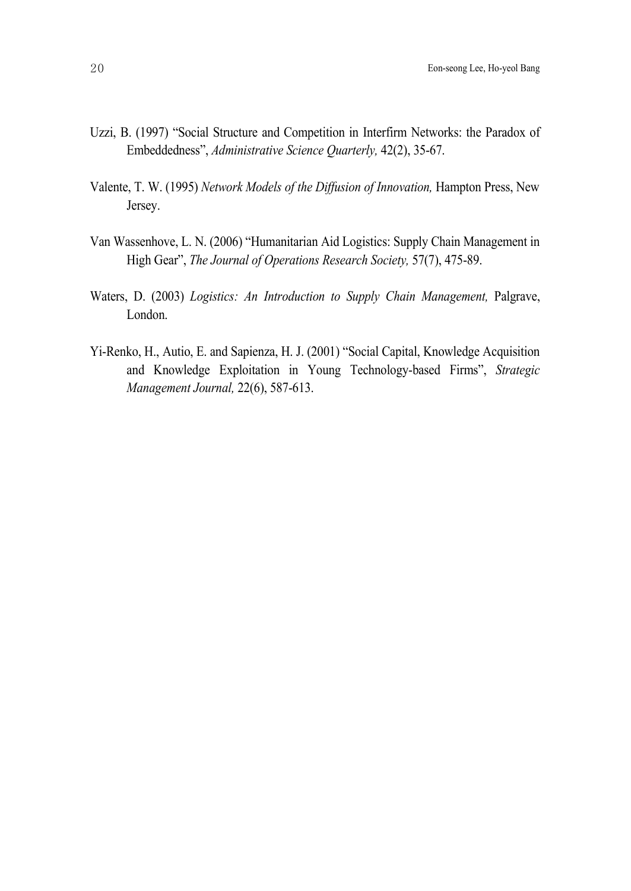Uzzi, B. (1997) “Social Structure and Competition in Interfirm Networks: the Paradox of Embeddedness”, *Administrative Science Quarterly,* 42(2), 35-67.

Valente, T. W. (1995) *Network Models of the Diffusion of Innovation,* Hampton Press, New Jersey.

Van Wassenhove, L. N. (2006) “Humanitarian Aid Logistics: Supply Chain Management in High Gear”, *The Journal of Operations Research Society,* 57(7), 475-89.

Waters, D. (2003) *Logistics: An Introduction to Supply Chain Management,* Palgrave, London.

Yi-Renko, H., Autio, E. and Sapienza, H. J. (2001) “Social Capital, Knowledge Acquisition and Knowledge Exploitation in Young Technology-based Firms”, *Strategic Management Journal,* 22(6), 587-613.